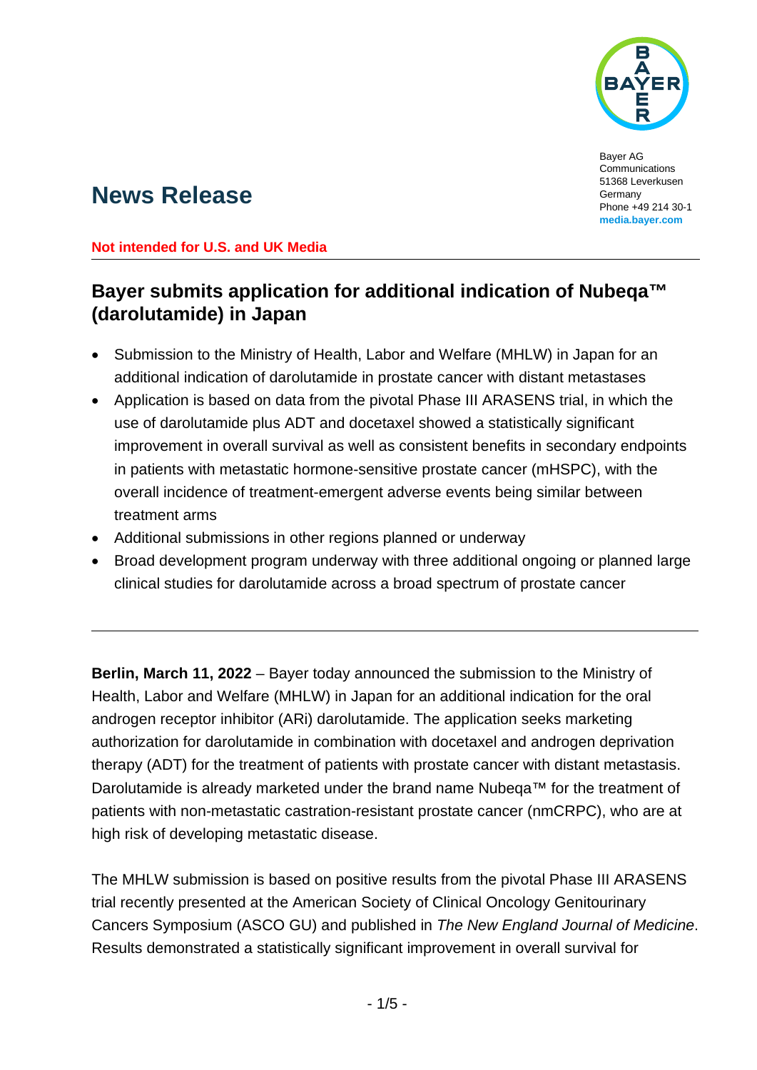Bayer AG
Communications
51368 Leverkusen
Germany
Phone +49 214 30-1
**media.bayer.com**

# News Release

**Not intended for U.S. and UK Media**

## Bayer submits application for additional indication of Nubeqa™ (darolutamide) in Japan

- Submission to the Ministry of Health, Labor and Welfare (MHLW) in Japan for an additional indication of darolutamide in prostate cancer with distant metastases
- Application is based on data from the pivotal Phase III ARASENS trial, in which the use of darolutamide plus ADT and docetaxel showed a statistically significant improvement in overall survival as well as consistent benefits in secondary endpoints in patients with metastatic hormone-sensitive prostate cancer (mHSPC), with the overall incidence of treatment-emergent adverse events being similar between treatment arms
- Additional submissions in other regions planned or underway
- Broad development program underway with three additional ongoing or planned large clinical studies for darolutamide across a broad spectrum of prostate cancer

---

**Berlin, March 11, 2022** – Bayer today announced the submission to the Ministry of Health, Labor and Welfare (MHLW) in Japan for an additional indication for the oral androgen receptor inhibitor (ARi) darolutamide. The application seeks marketing authorization for darolutamide in combination with docetaxel and androgen deprivation therapy (ADT) for the treatment of patients with prostate cancer with distant metastasis. Darolutamide is already marketed under the brand name Nubeqa™ for the treatment of patients with non-metastatic castration-resistant prostate cancer (nmCRPC), who are at high risk of developing metastatic disease.

The MHLW submission is based on positive results from the pivotal Phase III ARASENS trial recently presented at the American Society of Clinical Oncology Genitourinary Cancers Symposium (ASCO GU) and published in *The New England Journal of Medicine*. Results demonstrated a statistically significant improvement in overall survival for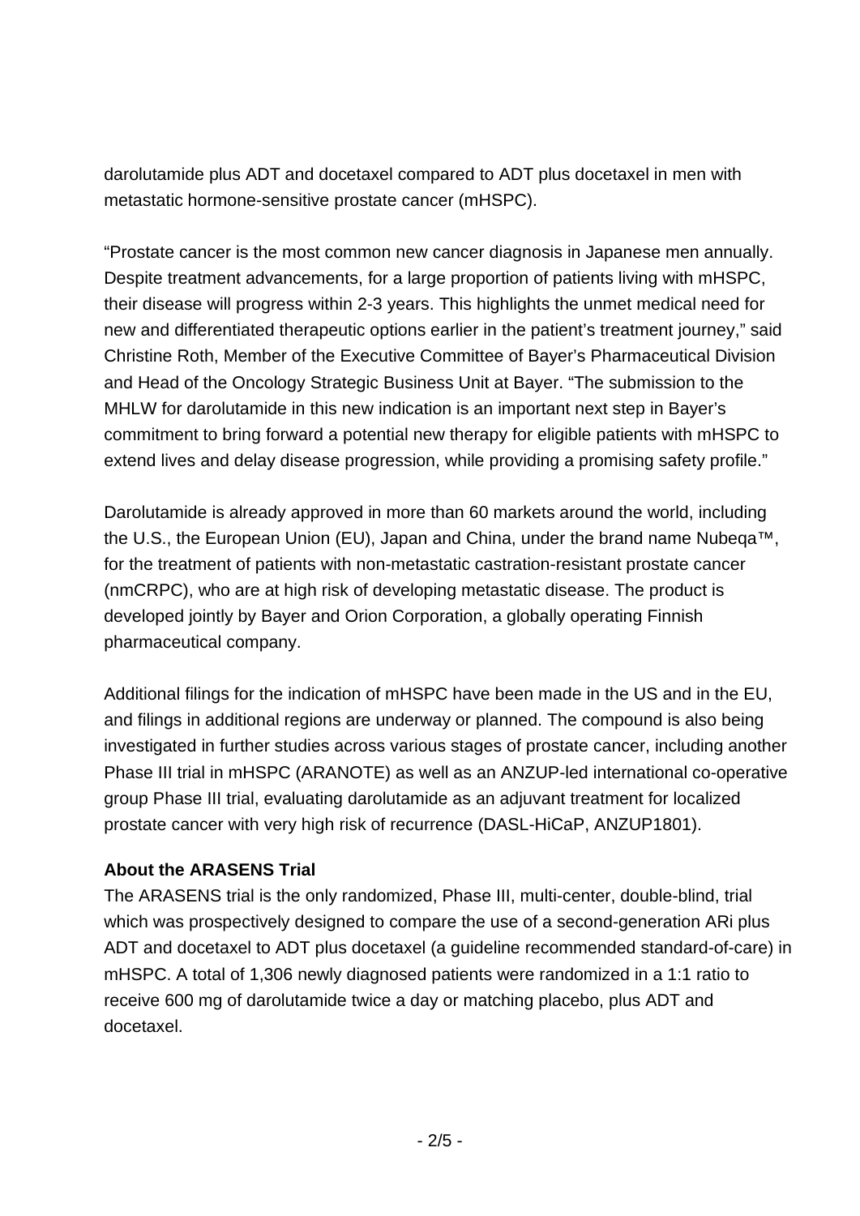darolutamide plus ADT and docetaxel compared to ADT plus docetaxel in men with metastatic hormone-sensitive prostate cancer (mHSPC).

"Prostate cancer is the most common new cancer diagnosis in Japanese men annually. Despite treatment advancements, for a large proportion of patients living with mHSPC, their disease will progress within 2-3 years. This highlights the unmet medical need for new and differentiated therapeutic options earlier in the patient's treatment journey," said Christine Roth, Member of the Executive Committee of Bayer's Pharmaceutical Division and Head of the Oncology Strategic Business Unit at Bayer. "The submission to the MHLW for darolutamide in this new indication is an important next step in Bayer's commitment to bring forward a potential new therapy for eligible patients with mHSPC to extend lives and delay disease progression, while providing a promising safety profile."

Darolutamide is already approved in more than 60 markets around the world, including the U.S., the European Union (EU), Japan and China, under the brand name Nubeqa™, for the treatment of patients with non-metastatic castration-resistant prostate cancer (nmCRPC), who are at high risk of developing metastatic disease. The product is developed jointly by Bayer and Orion Corporation, a globally operating Finnish pharmaceutical company.

Additional filings for the indication of mHSPC have been made in the US and in the EU, and filings in additional regions are underway or planned. The compound is also being investigated in further studies across various stages of prostate cancer, including another Phase III trial in mHSPC (ARANOTE) as well as an ANZUP-led international co-operative group Phase III trial, evaluating darolutamide as an adjuvant treatment for localized prostate cancer with very high risk of recurrence (DASL-HiCaP, ANZUP1801).

**About the ARASENS Trial**

The ARASENS trial is the only randomized, Phase III, multi-center, double-blind, trial which was prospectively designed to compare the use of a second-generation ARi plus ADT and docetaxel to ADT plus docetaxel (a guideline recommended standard-of-care) in mHSPC. A total of 1,306 newly diagnosed patients were randomized in a 1:1 ratio to receive 600 mg of darolutamide twice a day or matching placebo, plus ADT and docetaxel.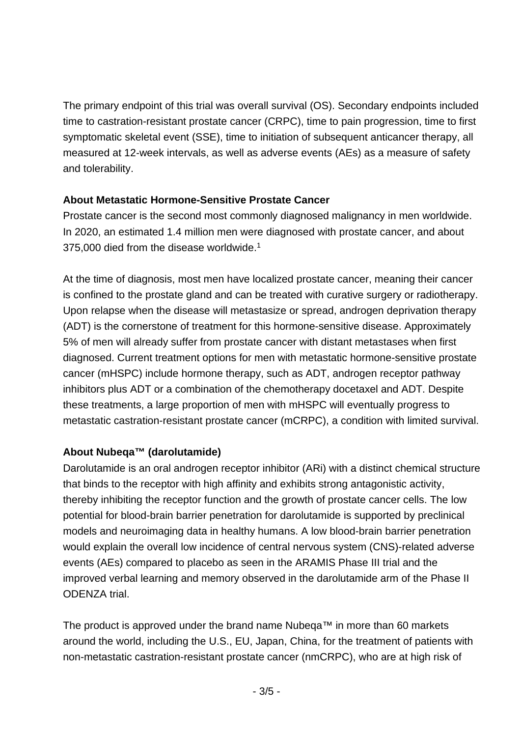The primary endpoint of this trial was overall survival (OS). Secondary endpoints included time to castration-resistant prostate cancer (CRPC), time to pain progression, time to first symptomatic skeletal event (SSE), time to initiation of subsequent anticancer therapy, all measured at 12-week intervals, as well as adverse events (AEs) as a measure of safety and tolerability.

**About Metastatic Hormone-Sensitive Prostate Cancer**

Prostate cancer is the second most commonly diagnosed malignancy in men worldwide. In 2020, an estimated 1.4 million men were diagnosed with prostate cancer, and about 375,000 died from the disease worldwide.[1]

At the time of diagnosis, most men have localized prostate cancer, meaning their cancer is confined to the prostate gland and can be treated with curative surgery or radiotherapy. Upon relapse when the disease will metastasize or spread, androgen deprivation therapy (ADT) is the cornerstone of treatment for this hormone-sensitive disease. Approximately 5% of men will already suffer from prostate cancer with distant metastases when first diagnosed. Current treatment options for men with metastatic hormone-sensitive prostate cancer (mHSPC) include hormone therapy, such as ADT, androgen receptor pathway inhibitors plus ADT or a combination of the chemotherapy docetaxel and ADT. Despite these treatments, a large proportion of men with mHSPC will eventually progress to metastatic castration-resistant prostate cancer (mCRPC), a condition with limited survival.

**About Nubeqa™ (darolutamide)**

Darolutamide is an oral androgen receptor inhibitor (ARi) with a distinct chemical structure that binds to the receptor with high affinity and exhibits strong antagonistic activity, thereby inhibiting the receptor function and the growth of prostate cancer cells. The low potential for blood-brain barrier penetration for darolutamide is supported by preclinical models and neuroimaging data in healthy humans. A low blood-brain barrier penetration would explain the overall low incidence of central nervous system (CNS)-related adverse events (AEs) compared to placebo as seen in the ARAMIS Phase III trial and the improved verbal learning and memory observed in the darolutamide arm of the Phase II ODENZA trial.

The product is approved under the brand name Nubeqa™ in more than 60 markets around the world, including the U.S., EU, Japan, China, for the treatment of patients with non-metastatic castration-resistant prostate cancer (nmCRPC), who are at high risk of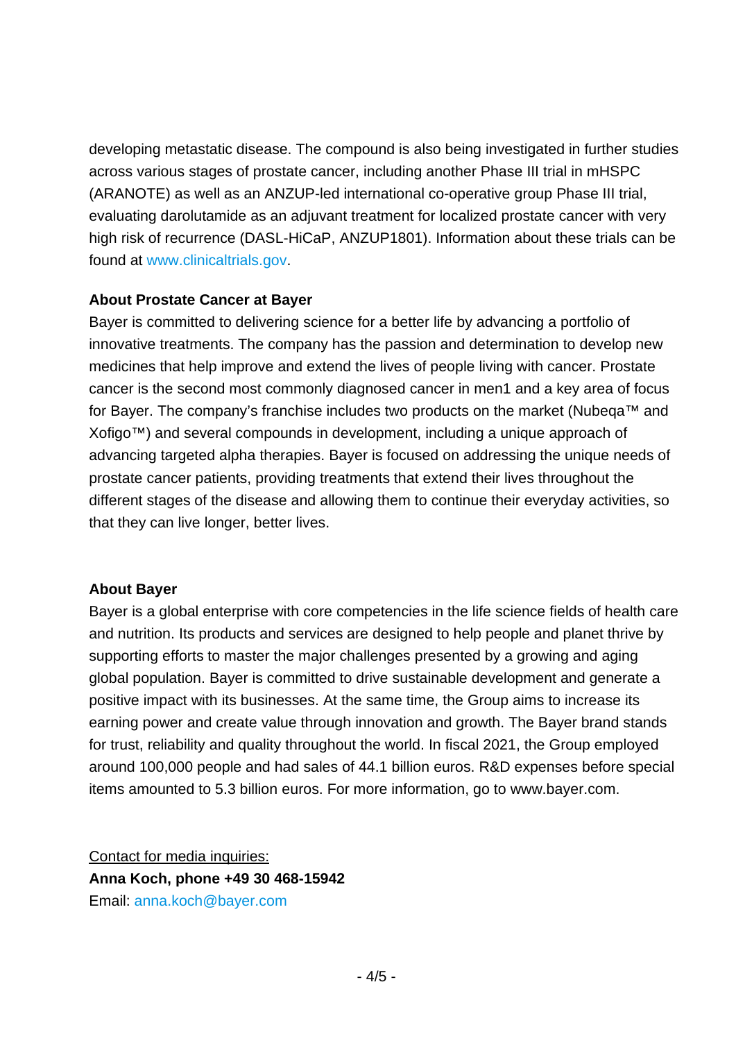developing metastatic disease. The compound is also being investigated in further studies across various stages of prostate cancer, including another Phase III trial in mHSPC (ARANOTE) as well as an ANZUP-led international co-operative group Phase III trial, evaluating darolutamide as an adjuvant treatment for localized prostate cancer with very high risk of recurrence (DASL-HiCaP, ANZUP1801). Information about these trials can be found at www.clinicaltrials.gov.

**About Prostate Cancer at Bayer**

Bayer is committed to delivering science for a better life by advancing a portfolio of innovative treatments. The company has the passion and determination to develop new medicines that help improve and extend the lives of people living with cancer. Prostate cancer is the second most commonly diagnosed cancer in men[1] and a key area of focus for Bayer. The company's franchise includes two products on the market (Nubeqa™ and Xofigo™) and several compounds in development, including a unique approach of advancing targeted alpha therapies. Bayer is focused on addressing the unique needs of prostate cancer patients, providing treatments that extend their lives throughout the different stages of the disease and allowing them to continue their everyday activities, so that they can live longer, better lives.

**About Bayer**

Bayer is a global enterprise with core competencies in the life science fields of health care and nutrition. Its products and services are designed to help people and planet thrive by supporting efforts to master the major challenges presented by a growing and aging global population. Bayer is committed to drive sustainable development and generate a positive impact with its businesses. At the same time, the Group aims to increase its earning power and create value through innovation and growth. The Bayer brand stands for trust, reliability and quality throughout the world. In fiscal 2021, the Group employed around 100,000 people and had sales of 44.1 billion euros. R&D expenses before special items amounted to 5.3 billion euros. For more information, go to www.bayer.com.

Contact for media inquiries:
**Anna Koch, phone +49 30 468-15942**
Email: anna.koch@bayer.com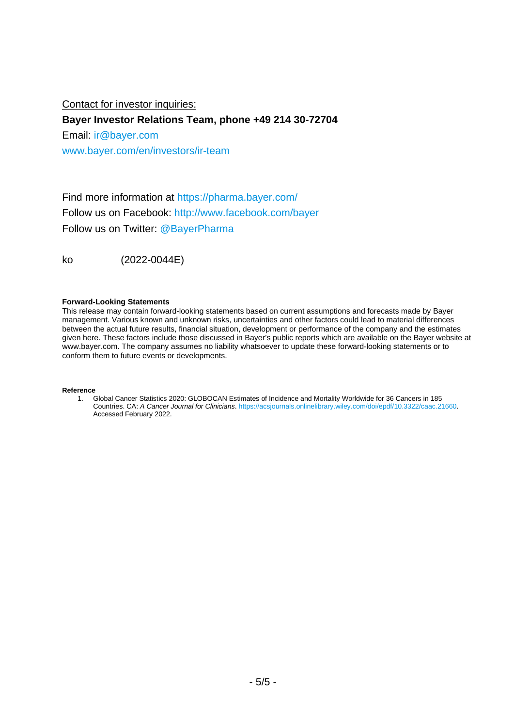Contact for investor inquiries:

**Bayer Investor Relations Team, phone +49 214 30-72704**

Email: ir@bayer.com

www.bayer.com/en/investors/ir-team

Find more information at https://pharma.bayer.com/

Follow us on Facebook: http://www.facebook.com/bayer

Follow us on Twitter: @BayerPharma

ko (2022-0044E)

**Forward-Looking Statements**

This release may contain forward-looking statements based on current assumptions and forecasts made by Bayer management. Various known and unknown risks, uncertainties and other factors could lead to material differences between the actual future results, financial situation, development or performance of the company and the estimates given here. These factors include those discussed in Bayer's public reports which are available on the Bayer website at www.bayer.com. The company assumes no liability whatsoever to update these forward-looking statements or to conform them to future events or developments.

**Reference**

1. Global Cancer Statistics 2020: GLOBOCAN Estimates of Incidence and Mortality Worldwide for 36 Cancers in 185 Countries. CA: *A Cancer Journal for Clinicians*. https://acsjournals.onlinelibrary.wiley.com/doi/epdf/10.3322/caac.21660. Accessed February 2022.